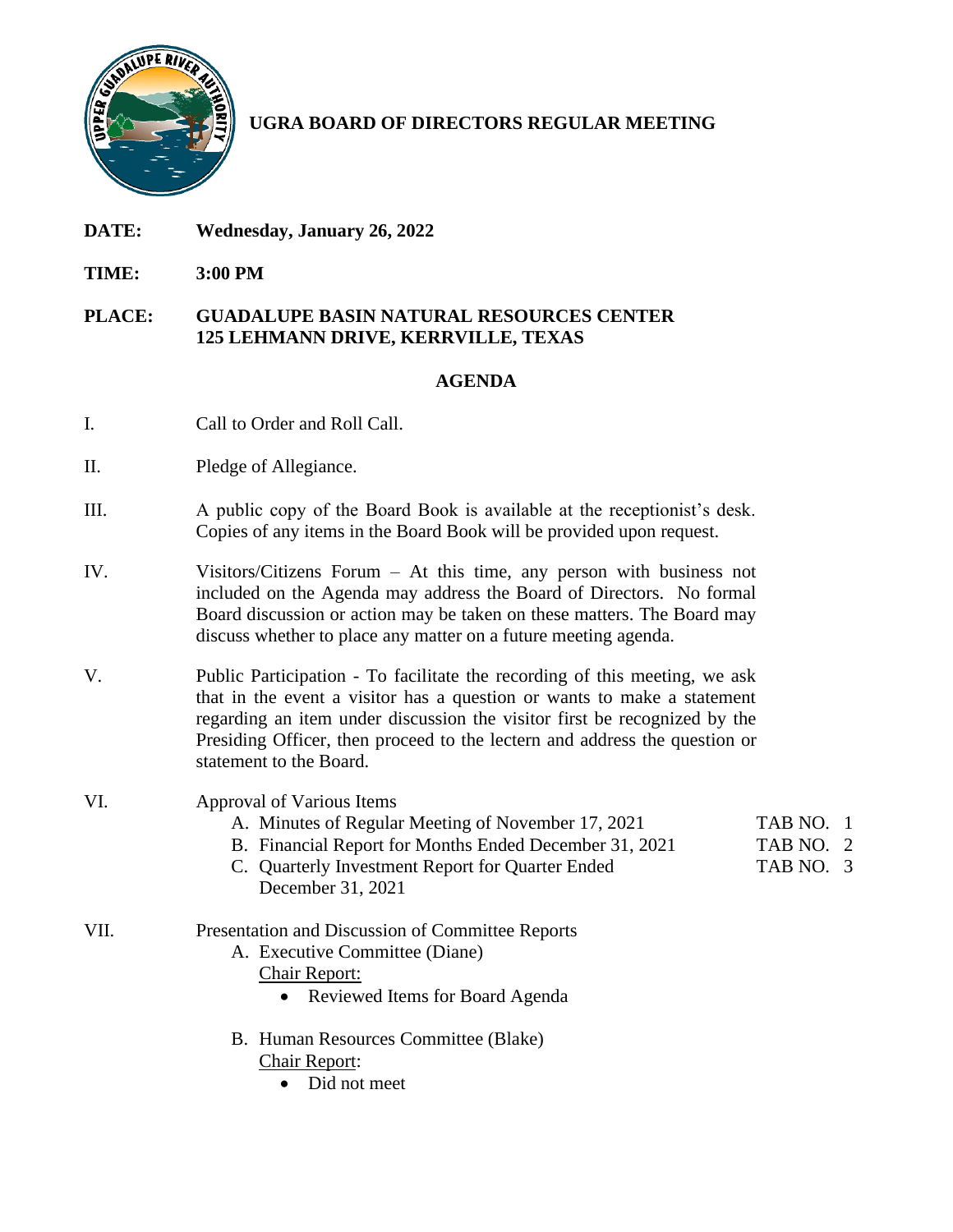# UGRA BOARD OF DIRECTORS REGULAR MEETING

**DATE:** **Wednesday, January 26, 2022**

**TIME:** **3:00 PM**

**PLACE:** **GUADALUPE BASIN NATURAL RESOURCES CENTER**
**125 LEHMANN DRIVE, KERRVILLE, TEXAS**

## AGENDA

I. Call to Order and Roll Call.

II. Pledge of Allegiance.

III. A public copy of the Board Book is available at the receptionist's desk. Copies of any items in the Board Book will be provided upon request.

IV. Visitors/Citizens Forum – At this time, any person with business not included on the Agenda may address the Board of Directors. No formal Board discussion or action may be taken on these matters. The Board may discuss whether to place any matter on a future meeting agenda.

V. Public Participation - To facilitate the recording of this meeting, we ask that in the event a visitor has a question or wants to make a statement regarding an item under discussion the visitor first be recognized by the Presiding Officer, then proceed to the lectern and address the question or statement to the Board.

VI. Approval of Various Items

- A. Minutes of Regular Meeting of November 17, 2021 — TAB NO. 1
- B. Financial Report for Months Ended December 31, 2021 — TAB NO. 2
- C. Quarterly Investment Report for Quarter Ended December 31, 2021 — TAB NO. 3

VII. Presentation and Discussion of Committee Reports

- A. Executive Committee (Diane)
  
  Chair Report:
  - Reviewed Items for Board Agenda

- B. Human Resources Committee (Blake)
  
  Chair Report:
  - Did not meet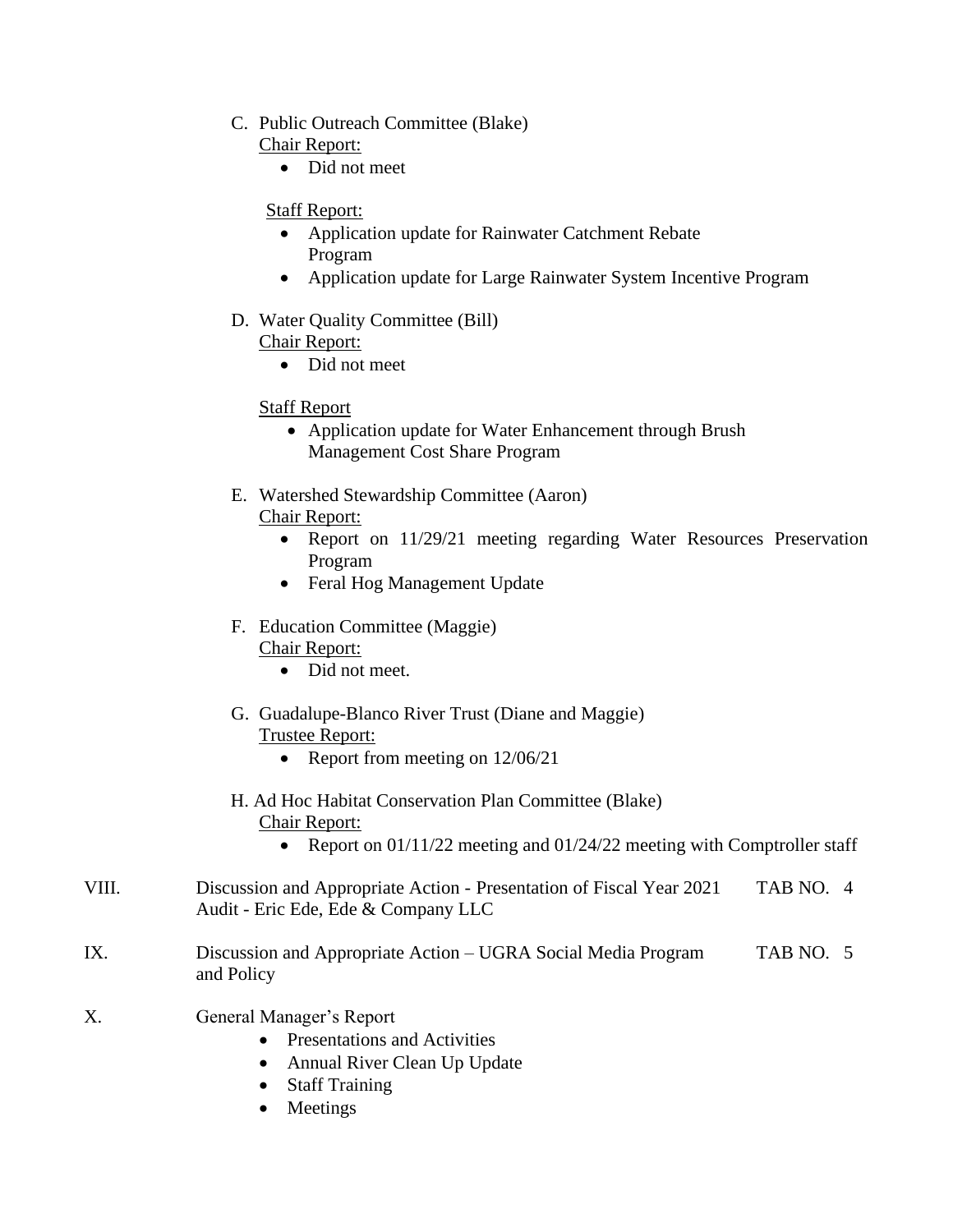C. Public Outreach Committee (Blake)

Chair Report:

- Did not meet

Staff Report:

- Application update for Rainwater Catchment Rebate Program
- Application update for Large Rainwater System Incentive Program

D. Water Quality Committee (Bill)

Chair Report:

- Did not meet

Staff Report

- Application update for Water Enhancement through Brush Management Cost Share Program

E. Watershed Stewardship Committee (Aaron)

Chair Report:

- Report on 11/29/21 meeting regarding Water Resources Preservation Program
- Feral Hog Management Update

F. Education Committee (Maggie)

Chair Report:

- Did not meet.

G. Guadalupe-Blanco River Trust (Diane and Maggie)

Trustee Report:

- Report from meeting on 12/06/21

H. Ad Hoc Habitat Conservation Plan Committee (Blake)

Chair Report:

- Report on 01/11/22 meeting and 01/24/22 meeting with Comptroller staff

VIII. Discussion and Appropriate Action - Presentation of Fiscal Year 2021 Audit - Eric Ede, Ede & Company LLC — TAB NO. 4

IX. Discussion and Appropriate Action – UGRA Social Media Program and Policy — TAB NO. 5

X. General Manager's Report

- Presentations and Activities
- Annual River Clean Up Update
- Staff Training
- Meetings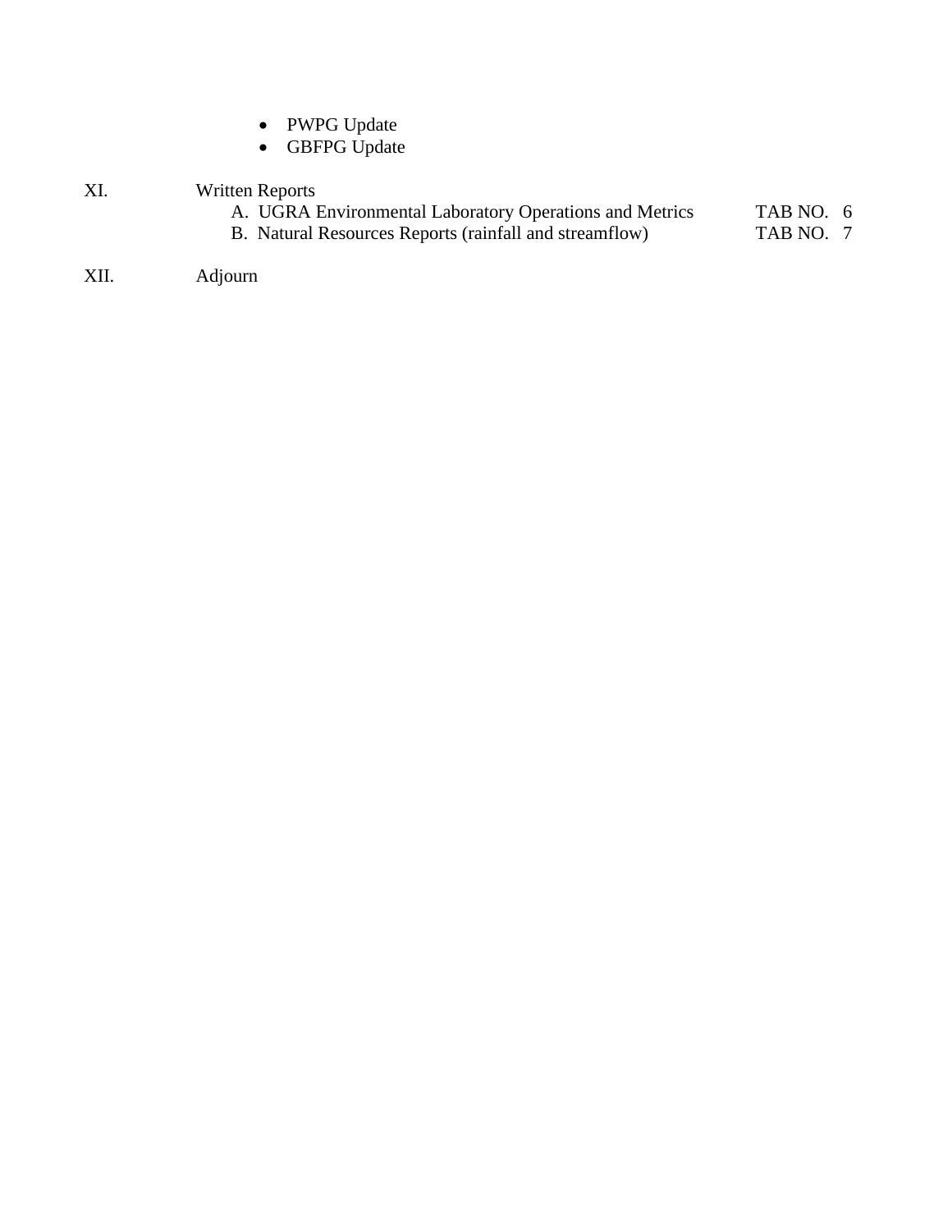- PWPG Update
- GBFPG Update

XI. Written Reports

A. UGRA Environmental Laboratory Operations and Metrics TAB NO. 6

B. Natural Resources Reports (rainfall and streamflow) TAB NO. 7

XII. Adjourn